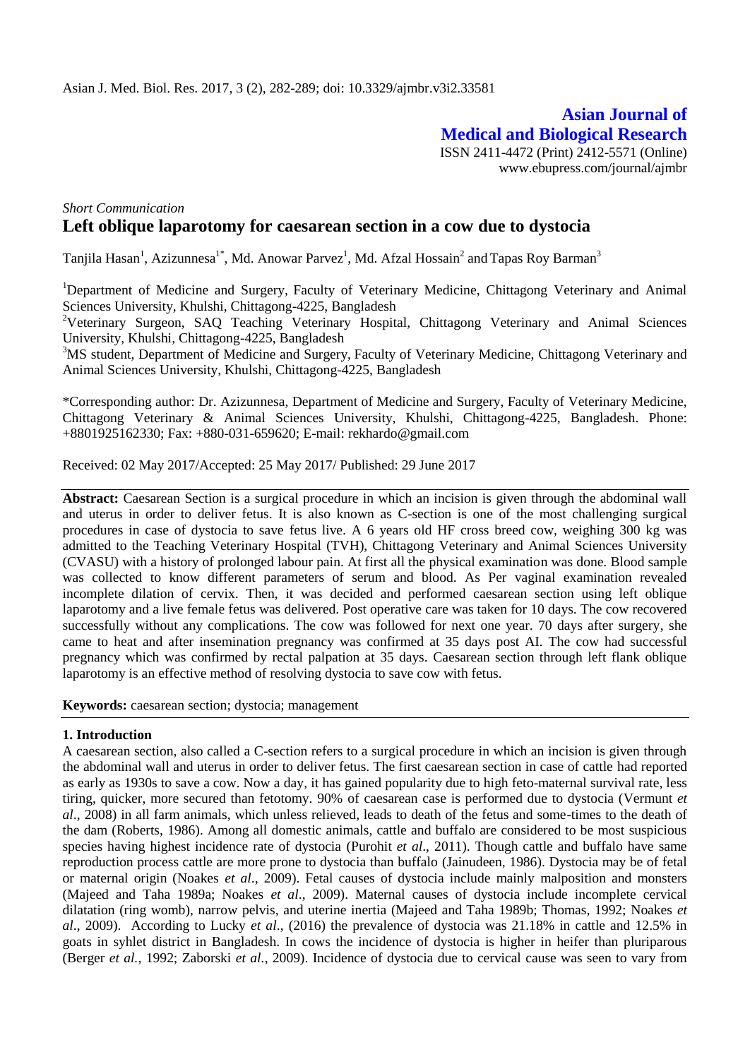**Asian Journal of Medical and Biological Research**

ISSN 2411-4472 (Print) 2412-5571 (Online)
www.ebupress.com/journal/ajmbr

*Short Communication*

# Left oblique laparotomy for caesarean section in a cow due to dystocia

Tanjila Hasan[1], Azizunnesa[1*], Md. Anowar Parvez[1], Md. Afzal Hossain[2] and Tapas Roy Barman[3]

[1]Department of Medicine and Surgery, Faculty of Veterinary Medicine, Chittagong Veterinary and Animal Sciences University, Khulshi, Chittagong-4225, Bangladesh

[2]Veterinary Surgeon, SAQ Teaching Veterinary Hospital, Chittagong Veterinary and Animal Sciences University, Khulshi, Chittagong-4225, Bangladesh

[3]MS student, Department of Medicine and Surgery, Faculty of Veterinary Medicine, Chittagong Veterinary and Animal Sciences University, Khulshi, Chittagong-4225, Bangladesh

\*Corresponding author: Dr. Azizunnesa, Department of Medicine and Surgery, Faculty of Veterinary Medicine, Chittagong Veterinary & Animal Sciences University, Khulshi, Chittagong-4225, Bangladesh. Phone: +8801925162330; Fax: +880-031-659620; E-mail: rekhardo@gmail.com

Received: 02 May 2017/Accepted: 25 May 2017/ Published: 29 June 2017

**Abstract:** Caesarean Section is a surgical procedure in which an incision is given through the abdominal wall and uterus in order to deliver fetus. It is also known as C-section is one of the most challenging surgical procedures in case of dystocia to save fetus live. A 6 years old HF cross breed cow, weighing 300 kg was admitted to the Teaching Veterinary Hospital (TVH), Chittagong Veterinary and Animal Sciences University (CVASU) with a history of prolonged labour pain. At first all the physical examination was done. Blood sample was collected to know different parameters of serum and blood. As Per vaginal examination revealed incomplete dilation of cervix. Then, it was decided and performed caesarean section using left oblique laparotomy and a live female fetus was delivered. Post operative care was taken for 10 days. The cow recovered successfully without any complications. The cow was followed for next one year. 70 days after surgery, she came to heat and after insemination pregnancy was confirmed at 35 days post AI. The cow had successful pregnancy which was confirmed by rectal palpation at 35 days. Caesarean section through left flank oblique laparotomy is an effective method of resolving dystocia to save cow with fetus.

**Keywords:** caesarean section; dystocia; management

## 1. Introduction

A caesarean section, also called a C-section refers to a surgical procedure in which an incision is given through the abdominal wall and uterus in order to deliver fetus. The first caesarean section in case of cattle had reported as early as 1930s to save a cow. Now a day, it has gained popularity due to high feto-maternal survival rate, less tiring, quicker, more secured than fetotomy. 90% of caesarean case is performed due to dystocia (Vermunt *et al*., 2008) in all farm animals, which unless relieved, leads to death of the fetus and some-times to the death of the dam (Roberts, 1986). Among all domestic animals, cattle and buffalo are considered to be most suspicious species having highest incidence rate of dystocia (Purohit *et al*., 2011). Though cattle and buffalo have same reproduction process cattle are more prone to dystocia than buffalo (Jainudeen, 1986). Dystocia may be of fetal or maternal origin (Noakes *et al*., 2009). Fetal causes of dystocia include mainly malposition and monsters (Majeed and Taha 1989a; Noakes *et al*., 2009). Maternal causes of dystocia include incomplete cervical dilatation (ring womb), narrow pelvis, and uterine inertia (Majeed and Taha 1989b; Thomas, 1992; Noakes *et al*., 2009). According to Lucky *et al*., (2016) the prevalence of dystocia was 21.18% in cattle and 12.5% in goats in syhlet district in Bangladesh. In cows the incidence of dystocia is higher in heifer than pluriparous (Berger *et al.*, 1992; Zaborski *et al.*, 2009). Incidence of dystocia due to cervical cause was seen to vary from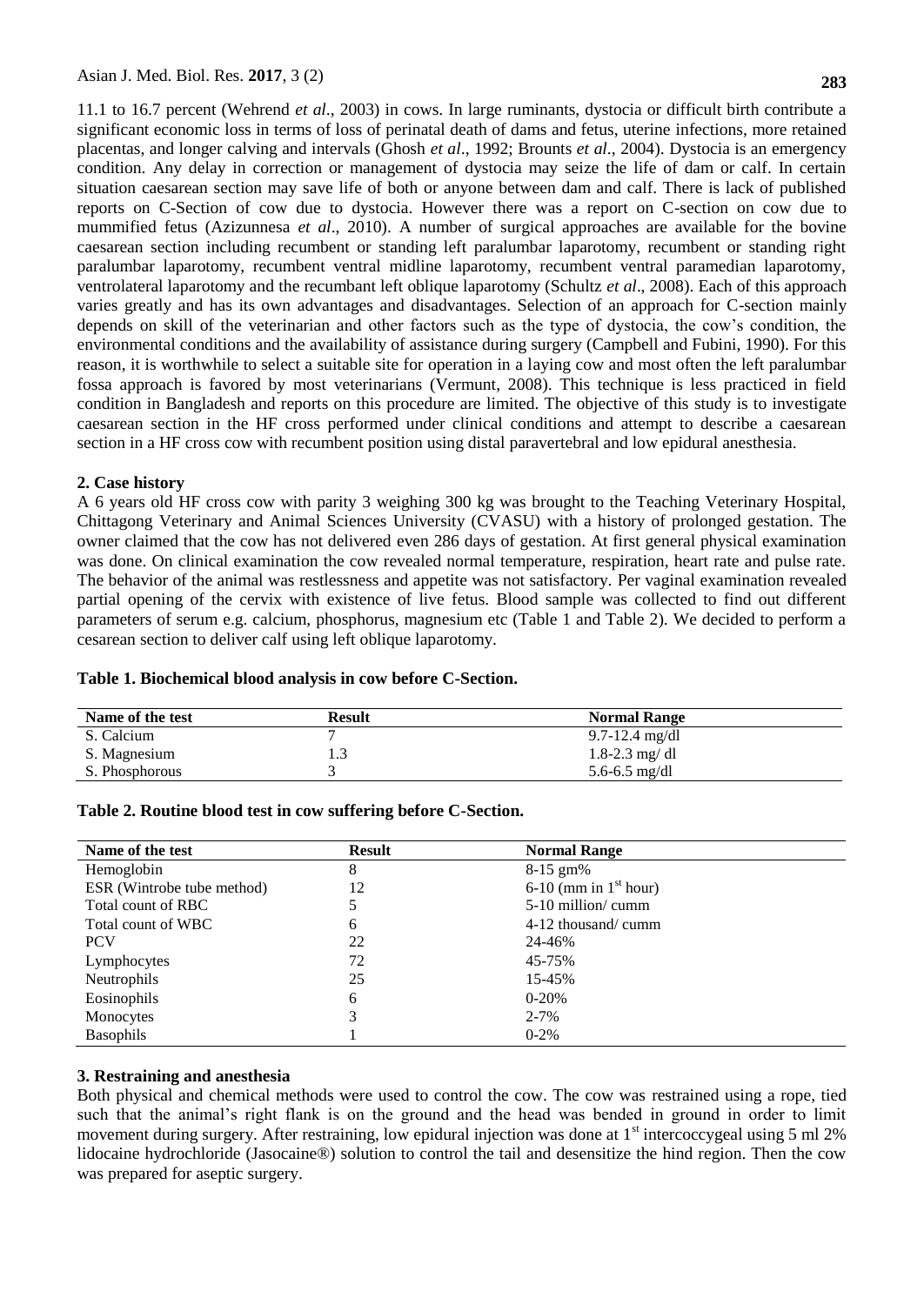11.1 to 16.7 percent (Wehrend *et al*., 2003) in cows. In large ruminants, dystocia or difficult birth contribute a significant economic loss in terms of loss of perinatal death of dams and fetus, uterine infections, more retained placentas, and longer calving and intervals (Ghosh *et al*., 1992; Brounts *et al*., 2004). Dystocia is an emergency condition. Any delay in correction or management of dystocia may seize the life of dam or calf. In certain situation caesarean section may save life of both or anyone between dam and calf. There is lack of published reports on C-Section of cow due to dystocia. However there was a report on C-section on cow due to mummified fetus (Azizunnesa *et al*., 2010). A number of surgical approaches are available for the bovine caesarean section including recumbent or standing left paralumbar laparotomy, recumbent or standing right paralumbar laparotomy, recumbent ventral midline laparotomy, recumbent ventral paramedian laparotomy, ventrolateral laparotomy and the recumbant left oblique laparotomy (Schultz *et al*., 2008). Each of this approach varies greatly and has its own advantages and disadvantages. Selection of an approach for C-section mainly depends on skill of the veterinarian and other factors such as the type of dystocia, the cow's condition, the environmental conditions and the availability of assistance during surgery (Campbell and Fubini, 1990). For this reason, it is worthwhile to select a suitable site for operation in a laying cow and most often the left paralumbar fossa approach is favored by most veterinarians (Vermunt, 2008). This technique is less practiced in field condition in Bangladesh and reports on this procedure are limited. The objective of this study is to investigate caesarean section in the HF cross performed under clinical conditions and attempt to describe a caesarean section in a HF cross cow with recumbent position using distal paravertebral and low epidural anesthesia.

## 2. Case history

A 6 years old HF cross cow with parity 3 weighing 300 kg was brought to the Teaching Veterinary Hospital, Chittagong Veterinary and Animal Sciences University (CVASU) with a history of prolonged gestation. The owner claimed that the cow has not delivered even 286 days of gestation. At first general physical examination was done. On clinical examination the cow revealed normal temperature, respiration, heart rate and pulse rate. The behavior of the animal was restlessness and appetite was not satisfactory. Per vaginal examination revealed partial opening of the cervix with existence of live fetus. Blood sample was collected to find out different parameters of serum e.g. calcium, phosphorus, magnesium etc (Table 1 and Table 2). We decided to perform a cesarean section to deliver calf using left oblique laparotomy.

**Table 1. Biochemical blood analysis in cow before C-Section.**

| Name of the test | Result | Normal Range |
|---|---|---|
| S. Calcium | 7 | 9.7-12.4 mg/dl |
| S. Magnesium | 1.3 | 1.8-2.3 mg/ dl |
| S. Phosphorous | 3 | 5.6-6.5 mg/dl |

**Table 2. Routine blood test in cow suffering before C-Section.**

| Name of the test | Result | Normal Range |
|---|---|---|
| Hemoglobin | 8 | 8-15 gm% |
| ESR (Wintrobe tube method) | 12 | 6-10 (mm in 1st hour) |
| Total count of RBC | 5 | 5-10 million/ cumm |
| Total count of WBC | 6 | 4-12 thousand/ cumm |
| PCV | 22 | 24-46% |
| Lymphocytes | 72 | 45-75% |
| Neutrophils | 25 | 15-45% |
| Eosinophils | 6 | 0-20% |
| Monocytes | 3 | 2-7% |
| Basophils | 1 | 0-2% |

## 3. Restraining and anesthesia

Both physical and chemical methods were used to control the cow. The cow was restrained using a rope, tied such that the animal's right flank is on the ground and the head was bended in ground in order to limit movement during surgery. After restraining, low epidural injection was done at 1st intercoccygeal using 5 ml 2% lidocaine hydrochloride (Jasocaine®) solution to control the tail and desensitize the hind region. Then the cow was prepared for aseptic surgery.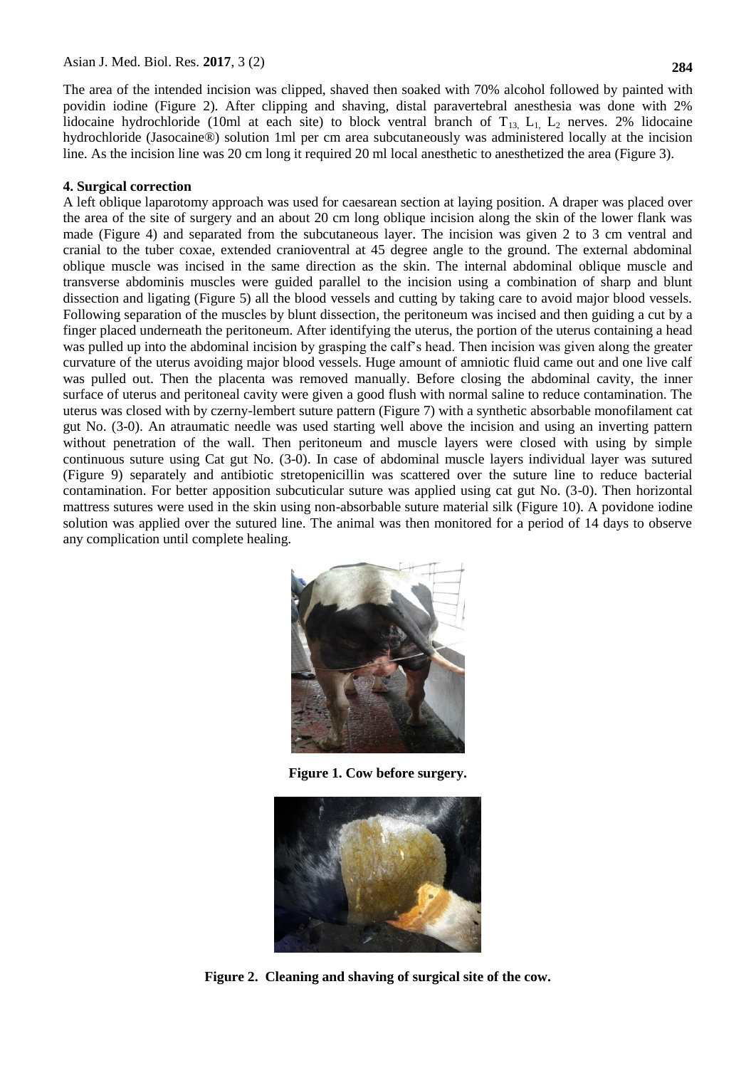The area of the intended incision was clipped, shaved then soaked with 70% alcohol followed by painted with povidin iodine (Figure 2). After clipping and shaving, distal paravertebral anesthesia was done with 2% lidocaine hydrochloride (10ml at each site) to block ventral branch of $T_{13}$, $L_1$, $L_2$ nerves. 2% lidocaine hydrochloride (Jasocaine®) solution 1ml per cm area subcutaneously was administered locally at the incision line. As the incision line was 20 cm long it required 20 ml local anesthetic to anesthetized the area (Figure 3).

#### 4. Surgical correction

A left oblique laparotomy approach was used for caesarean section at laying position. A draper was placed over the area of the site of surgery and an about 20 cm long oblique incision along the skin of the lower flank was made (Figure 4) and separated from the subcutaneous layer. The incision was given 2 to 3 cm ventral and cranial to the tuber coxae, extended cranioventral at 45 degree angle to the ground. The external abdominal oblique muscle was incised in the same direction as the skin. The internal abdominal oblique muscle and transverse abdominis muscles were guided parallel to the incision using a combination of sharp and blunt dissection and ligating (Figure 5) all the blood vessels and cutting by taking care to avoid major blood vessels. Following separation of the muscles by blunt dissection, the peritoneum was incised and then guiding a cut by a finger placed underneath the peritoneum. After identifying the uterus, the portion of the uterus containing a head was pulled up into the abdominal incision by grasping the calf's head. Then incision was given along the greater curvature of the uterus avoiding major blood vessels. Huge amount of amniotic fluid came out and one live calf was pulled out. Then the placenta was removed manually. Before closing the abdominal cavity, the inner surface of uterus and peritoneal cavity were given a good flush with normal saline to reduce contamination. The uterus was closed with by czerny-lembert suture pattern (Figure 7) with a synthetic absorbable monofilament cat gut No. (3-0). An atraumatic needle was used starting well above the incision and using an inverting pattern without penetration of the wall. Then peritoneum and muscle layers were closed with using by simple continuous suture using Cat gut No. (3-0). In case of abdominal muscle layers individual layer was sutured (Figure 9) separately and antibiotic stretopenicillin was scattered over the suture line to reduce bacterial contamination. For better apposition subcuticular suture was applied using cat gut No. (3-0). Then horizontal mattress sutures were used in the skin using non-absorbable suture material silk (Figure 10). A povidone iodine solution was applied over the sutured line. The animal was then monitored for a period of 14 days to observe any complication until complete healing.

**Figure 1. Cow before surgery.**

**Figure 2. Cleaning and shaving of surgical site of the cow.**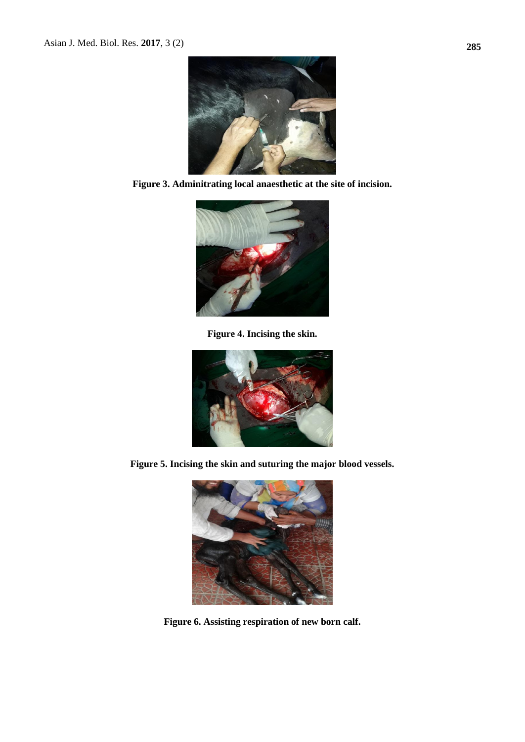Figure 3. Adminitrating local anaesthetic at the site of incision.

Figure 4. Incising the skin.

Figure 5. Incising the skin and suturing the major blood vessels.

Figure 6. Assisting respiration of new born calf.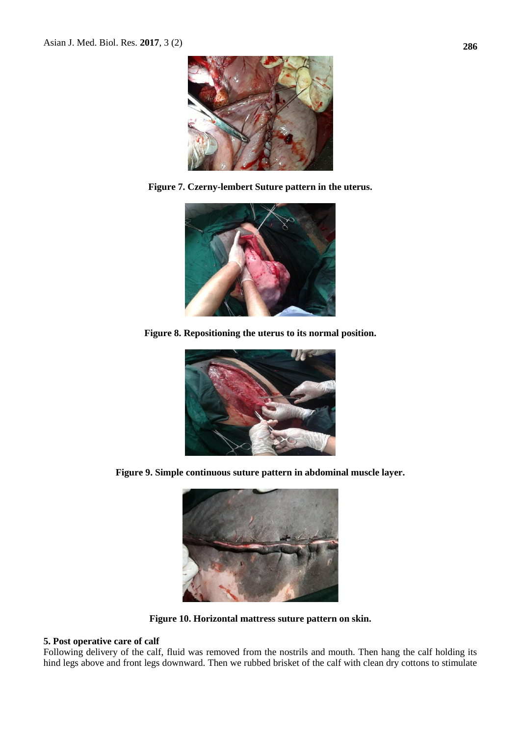**Figure 7. Czerny-lembert Suture pattern in the uterus.**

**Figure 8. Repositioning the uterus to its normal position.**

**Figure 9. Simple continuous suture pattern in abdominal muscle layer.**

**Figure 10. Horizontal mattress suture pattern on skin.**

**5. Post operative care of calf**

Following delivery of the calf, fluid was removed from the nostrils and mouth. Then hang the calf holding its hind legs above and front legs downward. Then we rubbed brisket of the calf with clean dry cottons to stimulate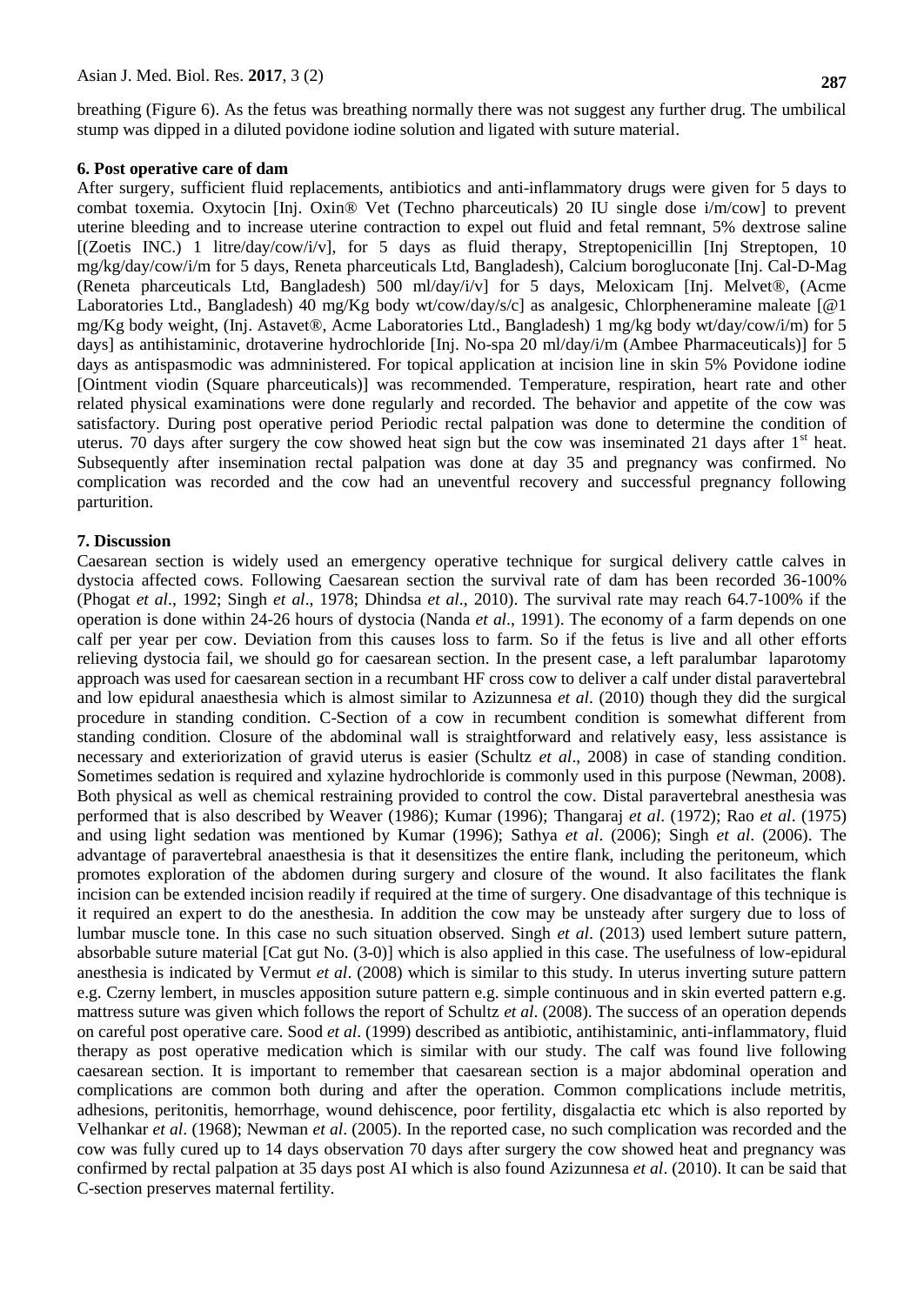breathing (Figure 6). As the fetus was breathing normally there was not suggest any further drug. The umbilical stump was dipped in a diluted povidone iodine solution and ligated with suture material.

### 6. Post operative care of dam

After surgery, sufficient fluid replacements, antibiotics and anti-inflammatory drugs were given for 5 days to combat toxemia. Oxytocin [Inj. Oxin® Vet (Techno pharceuticals) 20 IU single dose i/m/cow] to prevent uterine bleeding and to increase uterine contraction to expel out fluid and fetal remnant, 5% dextrose saline [(Zoetis INC.) 1 litre/day/cow/i/v], for 5 days as fluid therapy, Streptopenicillin [Inj Streptopen, 10 mg/kg/day/cow/i/m for 5 days, Reneta pharceuticals Ltd, Bangladesh), Calcium borogluconate [Inj. Cal-D-Mag (Reneta pharceuticals Ltd, Bangladesh) 500 ml/day/i/v] for 5 days, Meloxicam [Inj. Melvet®, (Acme Laboratories Ltd., Bangladesh) 40 mg/Kg body wt/cow/day/s/c] as analgesic, Chlorpheneramine maleate [@1 mg/Kg body weight, (Inj. Astavet®, Acme Laboratories Ltd., Bangladesh) 1 mg/kg body wt/day/cow/i/m) for 5 days] as antihistaminic, drotaverine hydrochloride [Inj. No-spa 20 ml/day/i/m (Ambee Pharmaceuticals)] for 5 days as antispasmodic was admninistered. For topical application at incision line in skin 5% Povidone iodine [Ointment viodin (Square pharceuticals)] was recommended. Temperature, respiration, heart rate and other related physical examinations were done regularly and recorded. The behavior and appetite of the cow was satisfactory. During post operative period Periodic rectal palpation was done to determine the condition of uterus. 70 days after surgery the cow showed heat sign but the cow was inseminated 21 days after 1st heat. Subsequently after insemination rectal palpation was done at day 35 and pregnancy was confirmed. No complication was recorded and the cow had an uneventful recovery and successful pregnancy following parturition.

### 7. Discussion

Caesarean section is widely used an emergency operative technique for surgical delivery cattle calves in dystocia affected cows. Following Caesarean section the survival rate of dam has been recorded 36-100% (Phogat *et al*., 1992; Singh *et al*., 1978; Dhindsa *et al*., 2010). The survival rate may reach 64.7-100% if the operation is done within 24-26 hours of dystocia (Nanda *et al*., 1991). The economy of a farm depends on one calf per year per cow. Deviation from this causes loss to farm. So if the fetus is live and all other efforts relieving dystocia fail, we should go for caesarean section. In the present case, a left paralumbar laparotomy approach was used for caesarean section in a recumbant HF cross cow to deliver a calf under distal paravertebral and low epidural anaesthesia which is almost similar to Azizunnesa *et al*. (2010) though they did the surgical procedure in standing condition. C-Section of a cow in recumbent condition is somewhat different from standing condition. Closure of the abdominal wall is straightforward and relatively easy, less assistance is necessary and exteriorization of gravid uterus is easier (Schultz *et al*., 2008) in case of standing condition. Sometimes sedation is required and xylazine hydrochloride is commonly used in this purpose (Newman, 2008). Both physical as well as chemical restraining provided to control the cow. Distal paravertebral anesthesia was performed that is also described by Weaver (1986); Kumar (1996); Thangaraj *et al*. (1972); Rao *et al*. (1975) and using light sedation was mentioned by Kumar (1996); Sathya *et al*. (2006); Singh *et al*. (2006). The advantage of paravertebral anaesthesia is that it desensitizes the entire flank, including the peritoneum, which promotes exploration of the abdomen during surgery and closure of the wound. It also facilitates the flank incision can be extended incision readily if required at the time of surgery. One disadvantage of this technique is it required an expert to do the anesthesia. In addition the cow may be unsteady after surgery due to loss of lumbar muscle tone. In this case no such situation observed. Singh *et al*. (2013) used lembert suture pattern, absorbable suture material [Cat gut No. (3-0)] which is also applied in this case. The usefulness of low-epidural anesthesia is indicated by Vermut *et al*. (2008) which is similar to this study. In uterus inverting suture pattern e.g. Czerny lembert, in muscles apposition suture pattern e.g. simple continuous and in skin everted pattern e.g. mattress suture was given which follows the report of Schultz *et al*. (2008). The success of an operation depends on careful post operative care. Sood *et al*. (1999) described as antibiotic, antihistaminic, anti-inflammatory, fluid therapy as post operative medication which is similar with our study. The calf was found live following caesarean section. It is important to remember that caesarean section is a major abdominal operation and complications are common both during and after the operation. Common complications include metritis, adhesions, peritonitis, hemorrhage, wound dehiscence, poor fertility, disgalactia etc which is also reported by Velhankar *et al*. (1968); Newman *et al*. (2005). In the reported case, no such complication was recorded and the cow was fully cured up to 14 days observation 70 days after surgery the cow showed heat and pregnancy was confirmed by rectal palpation at 35 days post AI which is also found Azizunnesa *et al*. (2010). It can be said that C-section preserves maternal fertility.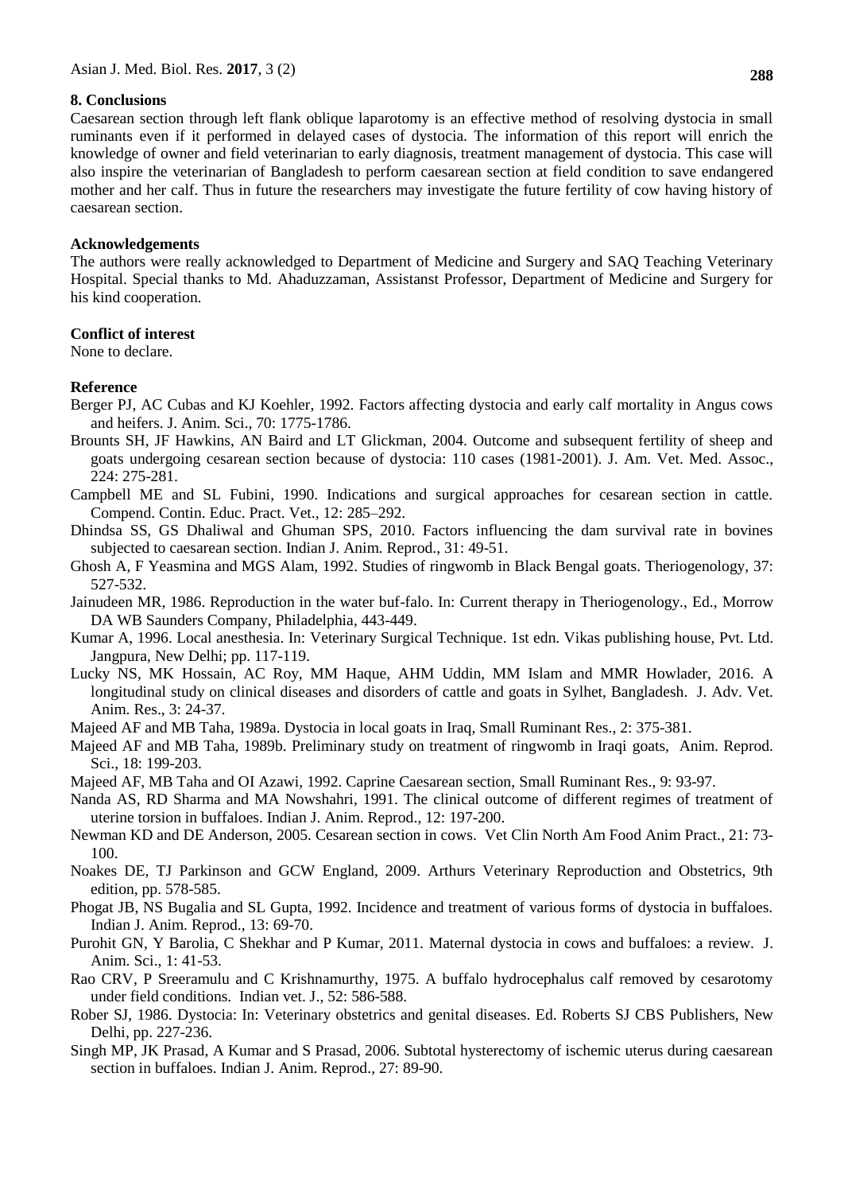## 8. Conclusions

Caesarean section through left flank oblique laparotomy is an effective method of resolving dystocia in small ruminants even if it performed in delayed cases of dystocia. The information of this report will enrich the knowledge of owner and field veterinarian to early diagnosis, treatment management of dystocia. This case will also inspire the veterinarian of Bangladesh to perform caesarean section at field condition to save endangered mother and her calf. Thus in future the researchers may investigate the future fertility of cow having history of caesarean section.

## Acknowledgements

The authors were really acknowledged to Department of Medicine and Surgery and SAQ Teaching Veterinary Hospital. Special thanks to Md. Ahaduzzaman, Assistanst Professor, Department of Medicine and Surgery for his kind cooperation.

## Conflict of interest

None to declare.

## Reference

Berger PJ, AC Cubas and KJ Koehler, 1992. Factors affecting dystocia and early calf mortality in Angus cows and heifers. J. Anim. Sci., 70: 1775-1786.

Brounts SH, JF Hawkins, AN Baird and LT Glickman, 2004. Outcome and subsequent fertility of sheep and goats undergoing cesarean section because of dystocia: 110 cases (1981-2001). J. Am. Vet. Med. Assoc., 224: 275-281.

Campbell ME and SL Fubini, 1990. Indications and surgical approaches for cesarean section in cattle. Compend. Contin. Educ. Pract. Vet., 12: 285–292.

Dhindsa SS, GS Dhaliwal and Ghuman SPS, 2010. Factors influencing the dam survival rate in bovines subjected to caesarean section. Indian J. Anim. Reprod., 31: 49-51.

Ghosh A, F Yeasmina and MGS Alam, 1992. Studies of ringwomb in Black Bengal goats. Theriogenology, 37: 527-532.

Jainudeen MR, 1986. Reproduction in the water buf-falo. In: Current therapy in Theriogenology., Ed., Morrow DA WB Saunders Company, Philadelphia, 443-449.

Kumar A, 1996. Local anesthesia. In: Veterinary Surgical Technique. 1st edn. Vikas publishing house, Pvt. Ltd. Jangpura, New Delhi; pp. 117-119.

Lucky NS, MK Hossain, AC Roy, MM Haque, AHM Uddin, MM Islam and MMR Howlader, 2016. A longitudinal study on clinical diseases and disorders of cattle and goats in Sylhet, Bangladesh. J. Adv. Vet. Anim. Res., 3: 24-37.

Majeed AF and MB Taha, 1989a. Dystocia in local goats in Iraq, Small Ruminant Res., 2: 375-381.

Majeed AF and MB Taha, 1989b. Preliminary study on treatment of ringwomb in Iraqi goats, Anim. Reprod. Sci., 18: 199-203.

Majeed AF, MB Taha and OI Azawi, 1992. Caprine Caesarean section, Small Ruminant Res., 9: 93-97.

Nanda AS, RD Sharma and MA Nowshahri, 1991. The clinical outcome of different regimes of treatment of uterine torsion in buffaloes. Indian J. Anim. Reprod., 12: 197-200.

Newman KD and DE Anderson, 2005. Cesarean section in cows. Vet Clin North Am Food Anim Pract., 21: 73-100.

Noakes DE, TJ Parkinson and GCW England, 2009. Arthurs Veterinary Reproduction and Obstetrics, 9th edition, pp. 578-585.

Phogat JB, NS Bugalia and SL Gupta, 1992. Incidence and treatment of various forms of dystocia in buffaloes. Indian J. Anim. Reprod., 13: 69-70.

Purohit GN, Y Barolia, C Shekhar and P Kumar, 2011. Maternal dystocia in cows and buffaloes: a review. J. Anim. Sci., 1: 41-53.

Rao CRV, P Sreeramulu and C Krishnamurthy, 1975. A buffalo hydrocephalus calf removed by cesarotomy under field conditions. Indian vet. J., 52: 586-588.

Rober SJ, 1986. Dystocia: In: Veterinary obstetrics and genital diseases. Ed. Roberts SJ CBS Publishers, New Delhi, pp. 227-236.

Singh MP, JK Prasad, A Kumar and S Prasad, 2006. Subtotal hysterectomy of ischemic uterus during caesarean section in buffaloes. Indian J. Anim. Reprod., 27: 89-90.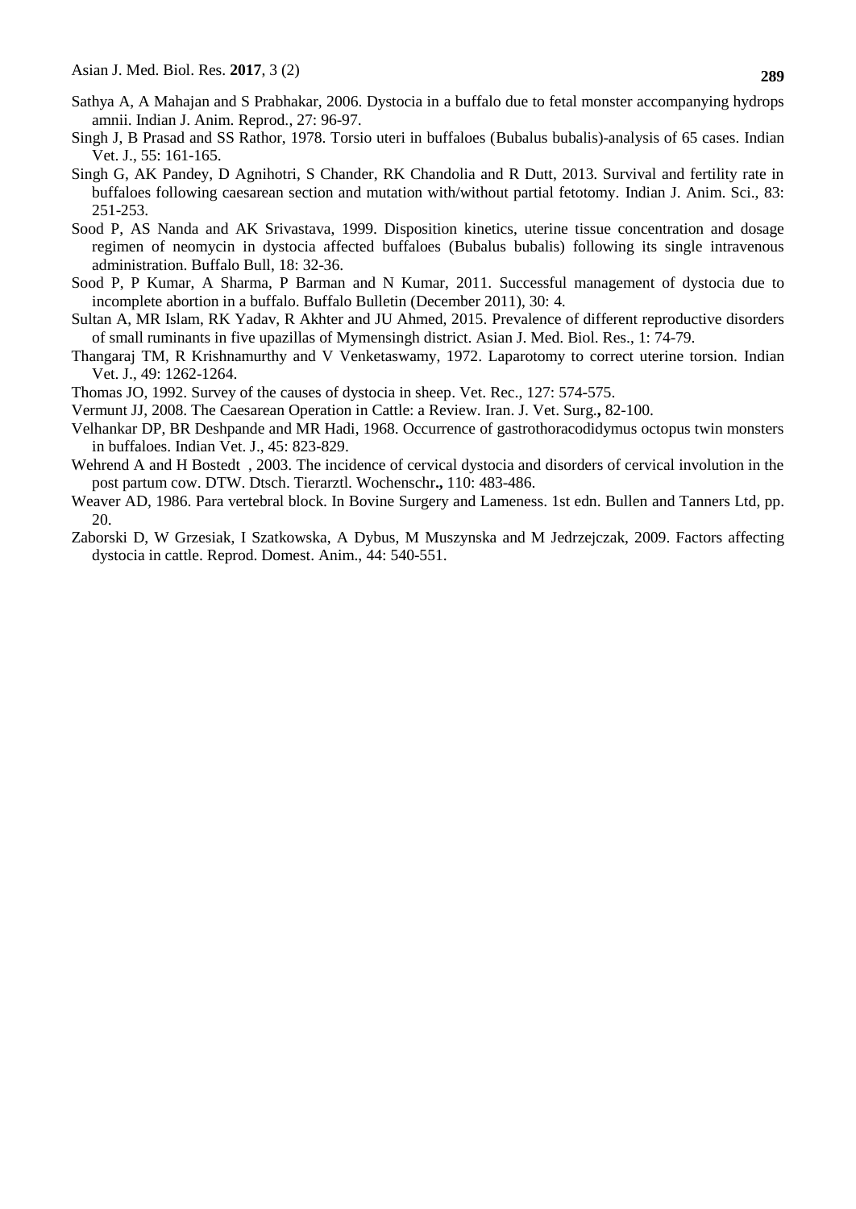Sathya A, A Mahajan and S Prabhakar, 2006. Dystocia in a buffalo due to fetal monster accompanying hydrops amnii. Indian J. Anim. Reprod., 27: 96-97.

Singh J, B Prasad and SS Rathor, 1978. Torsio uteri in buffaloes (Bubalus bubalis)-analysis of 65 cases. Indian Vet. J., 55: 161-165.

Singh G, AK Pandey, D Agnihotri, S Chander, RK Chandolia and R Dutt, 2013. Survival and fertility rate in buffaloes following caesarean section and mutation with/without partial fetotomy. Indian J. Anim. Sci., 83: 251-253.

Sood P, AS Nanda and AK Srivastava, 1999. Disposition kinetics, uterine tissue concentration and dosage regimen of neomycin in dystocia affected buffaloes (Bubalus bubalis) following its single intravenous administration. Buffalo Bull, 18: 32-36.

Sood P, P Kumar, A Sharma, P Barman and N Kumar, 2011. Successful management of dystocia due to incomplete abortion in a buffalo. Buffalo Bulletin (December 2011), 30: 4.

Sultan A, MR Islam, RK Yadav, R Akhter and JU Ahmed, 2015. Prevalence of different reproductive disorders of small ruminants in five upazillas of Mymensingh district. Asian J. Med. Biol. Res., 1: 74-79.

Thangaraj TM, R Krishnamurthy and V Venketaswamy, 1972. Laparotomy to correct uterine torsion. Indian Vet. J., 49: 1262-1264.

Thomas JO, 1992. Survey of the causes of dystocia in sheep. Vet. Rec., 127: 574-575.

Vermunt JJ, 2008. The Caesarean Operation in Cattle: a Review. Iran. J. Vet. Surg., 82-100.

Velhankar DP, BR Deshpande and MR Hadi, 1968. Occurrence of gastrothoracodidymus octopus twin monsters in buffaloes. Indian Vet. J., 45: 823-829.

Wehrend A and H Bostedt , 2003. The incidence of cervical dystocia and disorders of cervical involution in the post partum cow. DTW. Dtsch. Tierarztl. Wochenschr., 110: 483-486.

Weaver AD, 1986. Para vertebral block. In Bovine Surgery and Lameness. 1st edn. Bullen and Tanners Ltd, pp. 20.

Zaborski D, W Grzesiak, I Szatkowska, A Dybus, M Muszynska and M Jedrzejczak, 2009. Factors affecting dystocia in cattle. Reprod. Domest. Anim., 44: 540-551.